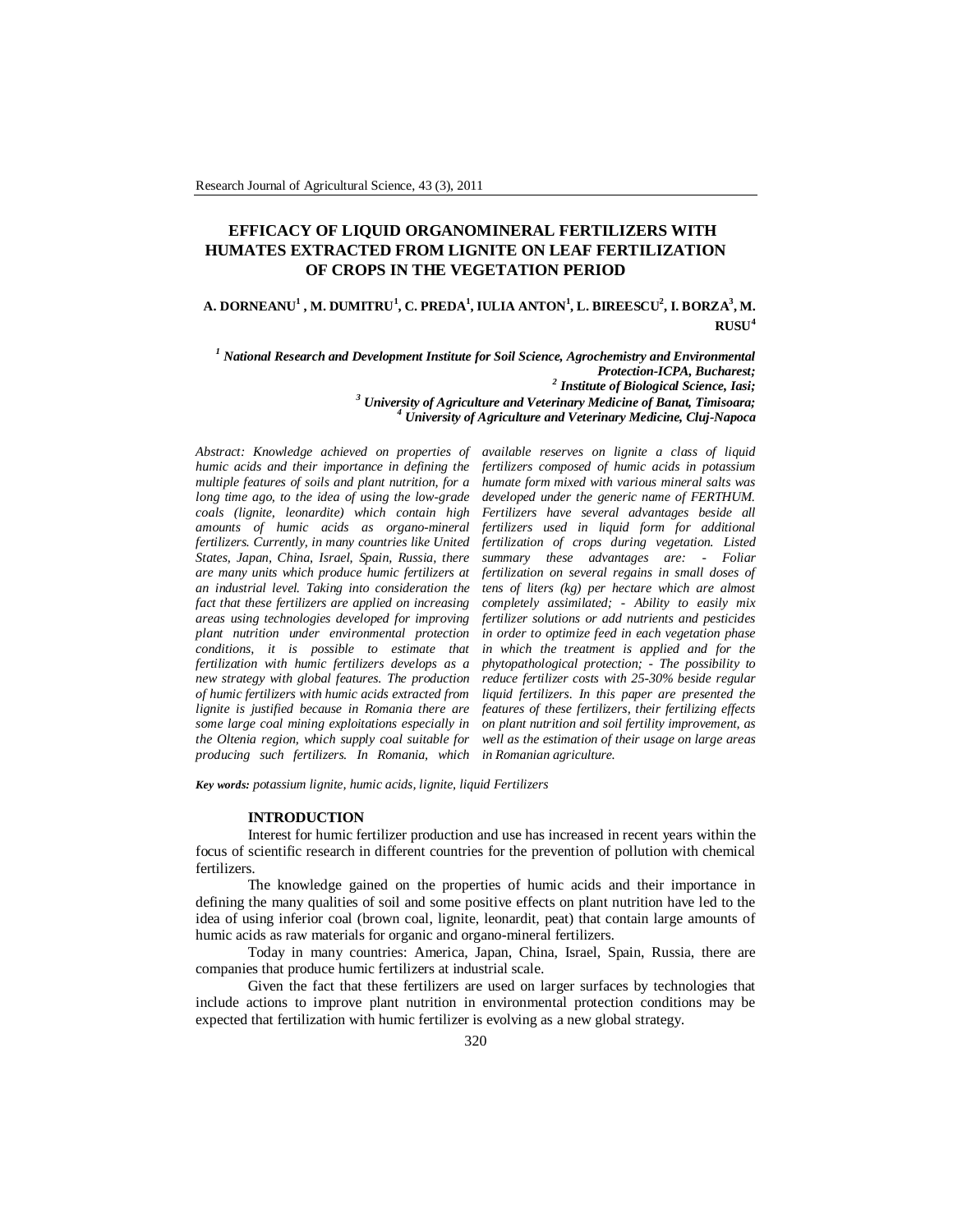# EFFICACY OF LIQUID ORGANOMINERAL FERTILIZERS WITH HUMATES EXTRACTED FROM LIGNITE ON LEAF FERTILIZATION OF CROPS IN THE VEGETATION PERIOD

**A. DORNEANU[1], M. DUMITRU[1], C. PREDA[1], IULIA ANTON[1], L. BIREESCU[2], I. BORZA[3], M. RUSU[4]**

*[1] National Research and Development Institute for Soil Science, Agrochemistry and Environmental Protection-ICPA, Bucharest;*
*[2] Institute of Biological Science, Iasi;*
*[3] University of Agriculture and Veterinary Medicine of Banat, Timisoara;*
*[4] University of Agriculture and Veterinary Medicine, Cluj-Napoca*

*Abstract: Knowledge achieved on properties of humic acids and their importance in defining the multiple features of soils and plant nutrition, for a long time ago, to the idea of using the low-grade coals (lignite, leonardite) which contain high amounts of humic acids as organo-mineral fertilizers. Currently, in many countries like United States, Japan, China, Israel, Spain, Russia, there are many units which produce humic fertilizers at an industrial level. Taking into consideration the fact that these fertilizers are applied on increasing areas using technologies developed for improving plant nutrition under environmental protection conditions, it is possible to estimate that fertilization with humic fertilizers develops as a new strategy with global features. The production of humic fertilizers with humic acids extracted from lignite is justified because in Romania there are some large coal mining exploitations especially in the Oltenia region, which supply coal suitable for producing such fertilizers. In Romania, which available reserves on lignite a class of liquid fertilizers composed of humic acids in potassium humate form mixed with various mineral salts was developed under the generic name of FERTHUM. Fertilizers have several advantages beside all fertilizers used in liquid form for additional fertilization of crops during vegetation. Listed summary these advantages are: - Foliar fertilization on several regains in small doses of tens of liters (kg) per hectare which are almost completely assimilated; - Ability to easily mix fertilizer solutions or add nutrients and pesticides in order to optimize feed in each vegetation phase in which the treatment is applied and for the phytopathological protection; - The possibility to reduce fertilizer costs with 25-30% beside regular liquid fertilizers. In this paper are presented the features of these fertilizers, their fertilizing effects on plant nutrition and soil fertility improvement, as well as the estimation of their usage on large areas in Romanian agriculture.*

***Key words:*** *potassium lignite, humic acids, lignite, liquid Fertilizers*

## INTRODUCTION

Interest for humic fertilizer production and use has increased in recent years within the focus of scientific research in different countries for the prevention of pollution with chemical fertilizers.

The knowledge gained on the properties of humic acids and their importance in defining the many qualities of soil and some positive effects on plant nutrition have led to the idea of using inferior coal (brown coal, lignite, leonardit, peat) that contain large amounts of humic acids as raw materials for organic and organo-mineral fertilizers.

Today in many countries: America, Japan, China, Israel, Spain, Russia, there are companies that produce humic fertilizers at industrial scale.

Given the fact that these fertilizers are used on larger surfaces by technologies that include actions to improve plant nutrition in environmental protection conditions may be expected that fertilization with humic fertilizer is evolving as a new global strategy.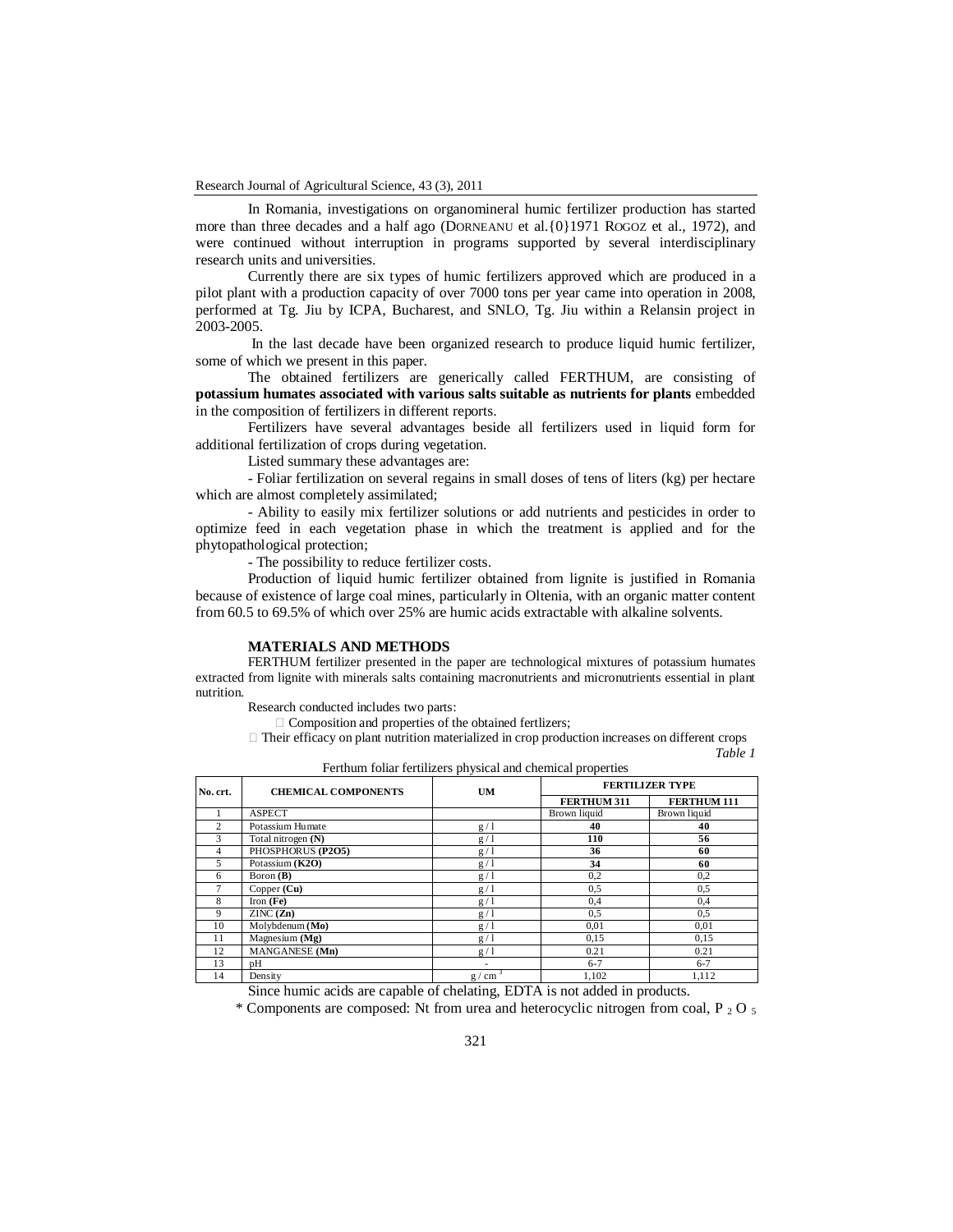In Romania, investigations on organomineral humic fertilizer production has started more than three decades and a half ago (DORNEANU et al.{0}1971 ROGOZ et al., 1972), and were continued without interruption in programs supported by several interdisciplinary research units and universities.

Currently there are six types of humic fertilizers approved which are produced in a pilot plant with a production capacity of over 7000 tons per year came into operation in 2008, performed at Tg. Jiu by ICPA, Bucharest, and SNLO, Tg. Jiu within a Relansin project in 2003-2005.

In the last decade have been organized research to produce liquid humic fertilizer, some of which we present in this paper.

The obtained fertilizers are generically called FERTHUM, are consisting of **potassium humates associated with various salts suitable as nutrients for plants** embedded in the composition of fertilizers in different reports.

Fertilizers have several advantages beside all fertilizers used in liquid form for additional fertilization of crops during vegetation.

Listed summary these advantages are:

- Foliar fertilization on several regains in small doses of tens of liters (kg) per hectare which are almost completely assimilated;

- Ability to easily mix fertilizer solutions or add nutrients and pesticides in order to optimize feed in each vegetation phase in which the treatment is applied and for the phytopathological protection;

- The possibility to reduce fertilizer costs.

Production of liquid humic fertilizer obtained from lignite is justified in Romania because of existence of large coal mines, particularly in Oltenia, with an organic matter content from 60.5 to 69.5% of which over 25% are humic acids extractable with alkaline solvents.

## MATERIALS AND METHODS

FERTHUM fertilizer presented in the paper are technological mixtures of potassium humates extracted from lignite with minerals salts containing macronutrients and micronutrients essential in plant nutrition.

Research conducted includes two parts:

- Composition and properties of the obtained fertlizers;
- Their efficacy on plant nutrition materialized in crop production increases on different crops

*Table 1*

Ferthum foliar fertilizers physical and chemical properties

| No. crt. | CHEMICAL COMPONENTS | UM | FERTILIZER TYPE | |
|---|---|---|---|---|
| | | | FERTHUM 311 | FERTHUM 111 |
| 1 | ASPECT | | Brown liquid | Brown liquid |
| 2 | Potassium Humate | g / l | **40** | **40** |
| 3 | Total nitrogen **(N)** | g / l | **110** | **56** |
| 4 | PHOSPHORUS **(P2O5)** | g / l | **36** | **60** |
| 5 | Potassium **(K2O)** | g / l | **34** | **60** |
| 6 | Boron **(B)** | g / l | 0,2 | 0,2 |
| 7 | Copper **(Cu)** | g / l | 0,5 | 0,5 |
| 8 | Iron **(Fe)** | g / l | 0,4 | 0,4 |
| 9 | ZINC **(Zn)** | g / l | 0,5 | 0,5 |
| 10 | Molybdenum **(Mo)** | g / l | 0,01 | 0,01 |
| 11 | Magnesium **(Mg)** | g / l | 0,15 | 0,15 |
| 12 | MANGANESE **(Mn)** | g / l | 0.21 | 0.21 |
| 13 | pH | - | 6-7 | 6-7 |
| 14 | Density | $g / cm^3$ | 1,102 | 1,112 |

Since humic acids are capable of chelating, EDTA is not added in products.

\* Components are composed: Nt from urea and heterocyclic nitrogen from coal, $P_2O_5$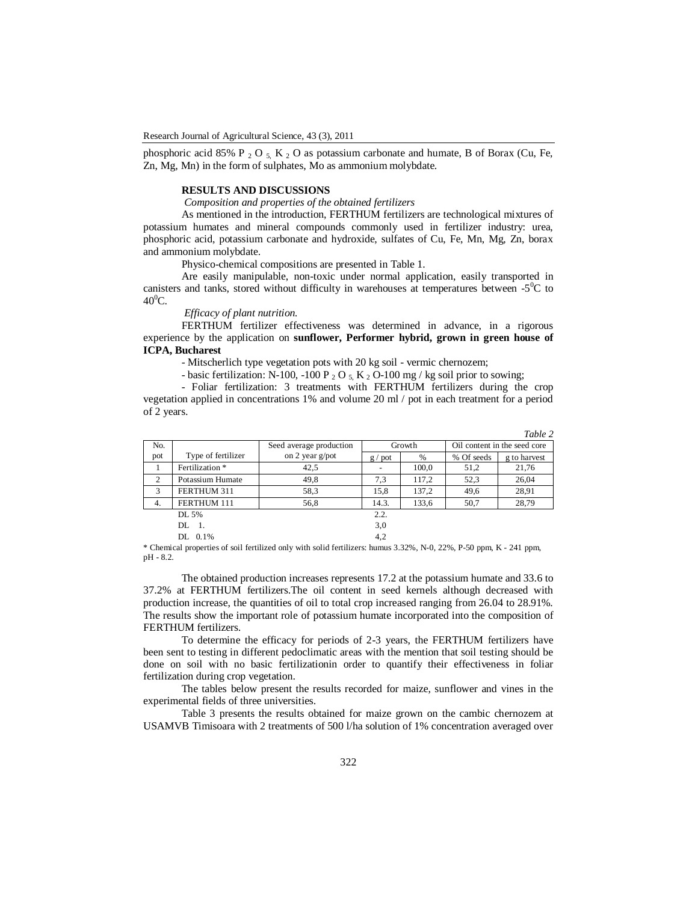phosphoric acid 85% $P_2O_5$, $K_2O$ as potassium carbonate and humate, B of Borax (Cu, Fe, Zn, Mg, Mn) in the form of sulphates, Mo as ammonium molybdate.

## RESULTS AND DISCUSSIONS

*Composition and properties of the obtained fertilizers*

As mentioned in the introduction, FERTHUM fertilizers are technological mixtures of potassium humates and mineral compounds commonly used in fertilizer industry: urea, phosphoric acid, potassium carbonate and hydroxide, sulfates of Cu, Fe, Mn, Mg, Zn, borax and ammonium molybdate.

Physico-chemical compositions are presented in Table 1.

Are easily manipulable, non-toxic under normal application, easily transported in canisters and tanks, stored without difficulty in warehouses at temperatures between -5$^0$C to 40$^0$C.

*Efficacy of plant nutrition.*

FERTHUM fertilizer effectiveness was determined in advance, in a rigorous experience by the application on **sunflower, Performer hybrid, grown in green house of ICPA, Bucharest**

- Mitscherlich type vegetation pots with 20 kg soil - vermic chernozem;
- basic fertilization: N-100, -100 $P_2O_5$, $K_2O$-100 mg / kg soil prior to sowing;
- Foliar fertilization: 3 treatments with FERTHUM fertilizers during the crop vegetation applied in concentrations 1% and volume 20 ml / pot in each treatment for a period of 2 years.

*Table 2*

| No. pot | Type of fertilizer | Seed average production on 2 year g/pot | Growth | | Oil content in the seed core | |
|---|---|---|---|---|---|---|
| | | | g / pot | % | % Of seeds | g to harvest |
| 1 | Fertilization * | 42,5 | - | 100,0 | 51,2 | 21,76 |
| 2 | Potassium Humate | 49,8 | 7,3 | 117,2 | 52,3 | 26,04 |
| 3 | FERTHUM 311 | 58,3 | 15,8 | 137,2 | 49,6 | 28,91 |
| 4. | FERTHUM 111 | 56,8 | 14.3. | 133,6 | 50,7 | 28,79 |
| | DL 5% | | 2.2. | | | |
| | DL 1. | | 3,0 | | | |
| | DL 0.1% | | 4,2 | | | |

\* Chemical properties of soil fertilized only with solid fertilizers: humus 3.32%, N-0, 22%, P-50 ppm, K - 241 ppm, pH - 8.2.

The obtained production increases represents 17.2 at the potassium humate and 33.6 to 37.2% at FERTHUM fertilizers.The oil content in seed kernels although decreased with production increase, the quantities of oil to total crop increased ranging from 26.04 to 28.91%. The results show the important role of potassium humate incorporated into the composition of FERTHUM fertilizers.

To determine the efficacy for periods of 2-3 years, the FERTHUM fertilizers have been sent to testing in different pedoclimatic areas with the mention that soil testing should be done on soil with no basic fertilizationin order to quantify their effectiveness in foliar fertilization during crop vegetation.

The tables below present the results recorded for maize, sunflower and vines in the experimental fields of three universities.

Table 3 presents the results obtained for maize grown on the cambic chernozem at USAMVB Timisoara with 2 treatments of 500 l/ha solution of 1% concentration averaged over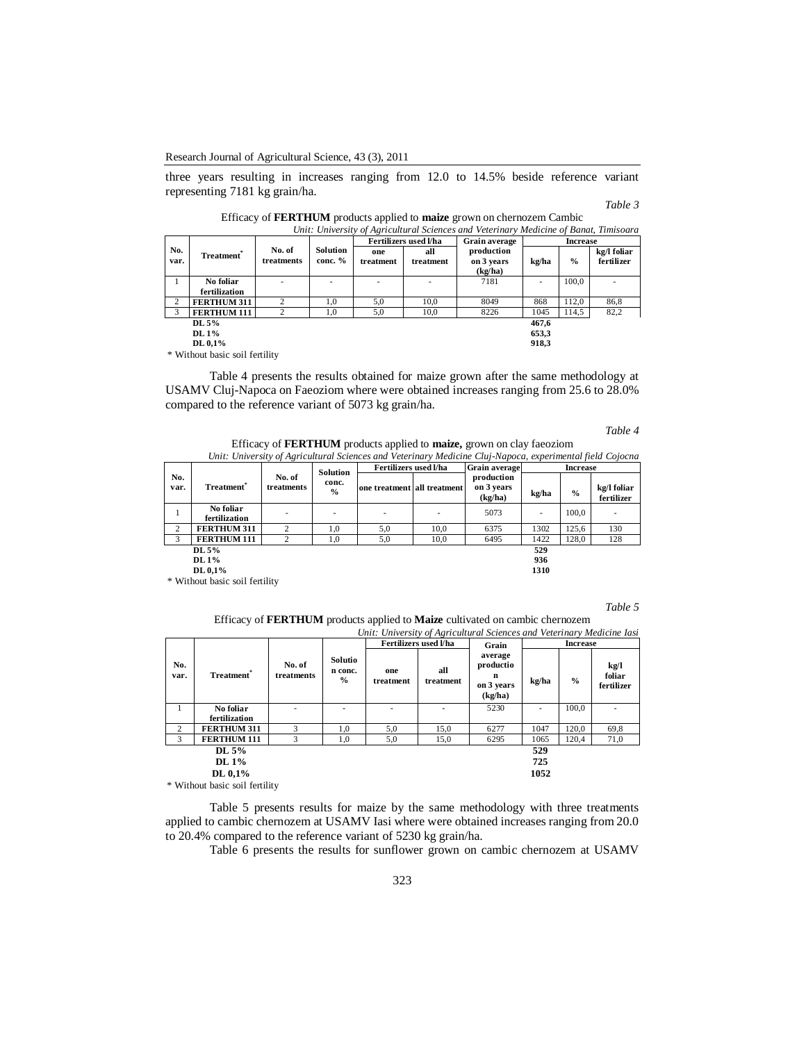three years resulting in increases ranging from 12.0 to 14.5% beside reference variant representing 7181 kg grain/ha.

*Table 3*

Efficacy of **FERTHUM** products applied to **maize** grown on chernozem Cambic

*Unit: University of Agricultural Sciences and Veterinary Medicine of Banat, Timisoara*

| No. var. | Treatment* | No. of treatments | Solution conc. % | Fertilizers used l/ha | | Grain average production on 3 years (kg/ha) | Increase | | |
|---|---|---|---|---|---|---|---|---|---|
| | | | | one treatment | all treatment | | kg/ha | % | kg/l foliar fertilizer |
| 1 | **No foliar fertilization** | - | - | - | - | 7181 | - | 100,0 | - |
| 2 | **FERTHUM 311** | 2 | 1,0 | 5,0 | 10,0 | 8049 | 868 | 112,0 | 86,8 |
| 3 | **FERTHUM 111** | 2 | 1,0 | 5,0 | 10,0 | 8226 | 1045 | 114,5 | 82,2 |
| | **DL 5%** | | | | | | **467,6** | | |
| | **DL 1%** | | | | | | **653,3** | | |
| | **DL 0,1%** | | | | | | **918,3** | | |

\* Without basic soil fertility

Table 4 presents the results obtained for maize grown after the same methodology at USAMV Cluj-Napoca on Faeoziom where were obtained increases ranging from 25.6 to 28.0% compared to the reference variant of 5073 kg grain/ha.

*Table 4*

Efficacy of **FERTHUM** products applied to **maize,** grown on clay faeoziom

*Unit: University of Agricultural Sciences and Veterinary Medicine Cluj-Napoca, experimental field Cojocna*

| No. var. | Treatment* | No. of treatments | Solution conc. % | Fertilizers used l/ha | | Grain average production on 3 years (kg/ha) | Increase | | |
|---|---|---|---|---|---|---|---|---|---|
| | | | | one treatment | all treatment | | kg/ha | % | kg/l foliar fertilizer |
| 1 | **No foliar fertilization** | - | - | - | - | 5073 | - | 100,0 | - |
| 2 | **FERTHUM 311** | 2 | 1,0 | 5,0 | 10,0 | 6375 | 1302 | 125,6 | 130 |
| 3 | **FERTHUM 111** | 2 | 1,0 | 5,0 | 10,0 | 6495 | 1422 | 128,0 | 128 |
| | **DL 5%** | | | | | | **529** | | |
| | **DL 1%** | | | | | | **936** | | |
| | **DL 0,1%** | | | | | | **1310** | | |

\* Without basic soil fertility

*Table 5*

Efficacy of **FERTHUM** products applied to **Maize** cultivated on cambic chernozem

*Unit: University of Agricultural Sciences and Veterinary Medicine Iasi*

| No. var. | Treatment* | No. of treatments | Solution conc. % | Fertilizers used l/ha | | Grain average production on 3 years (kg/ha) | Increase | | |
|---|---|---|---|---|---|---|---|---|---|
| | | | | one treatment | all treatment | | kg/ha | % | kg/l foliar fertilizer |
| 1 | **No foliar fertilization** | - | - | - | - | 5230 | - | 100,0 | - |
| 2 | **FERTHUM 311** | 3 | 1,0 | 5,0 | 15,0 | 6277 | 1047 | 120,0 | 69,8 |
| 3 | **FERTHUM 111** | 3 | 1,0 | 5,0 | 15,0 | 6295 | 1065 | 120,4 | 71,0 |
| | **DL 5%** | | | | | | **529** | | |
| | **DL 1%** | | | | | | **725** | | |
| | **DL 0,1%** | | | | | | **1052** | | |

\* Without basic soil fertility

Table 5 presents results for maize by the same methodology with three treatments applied to cambic chernozem at USAMV Iasi where were obtained increases ranging from 20.0 to 20.4% compared to the reference variant of 5230 kg grain/ha.

Table 6 presents the results for sunflower grown on cambic chernozem at USAMV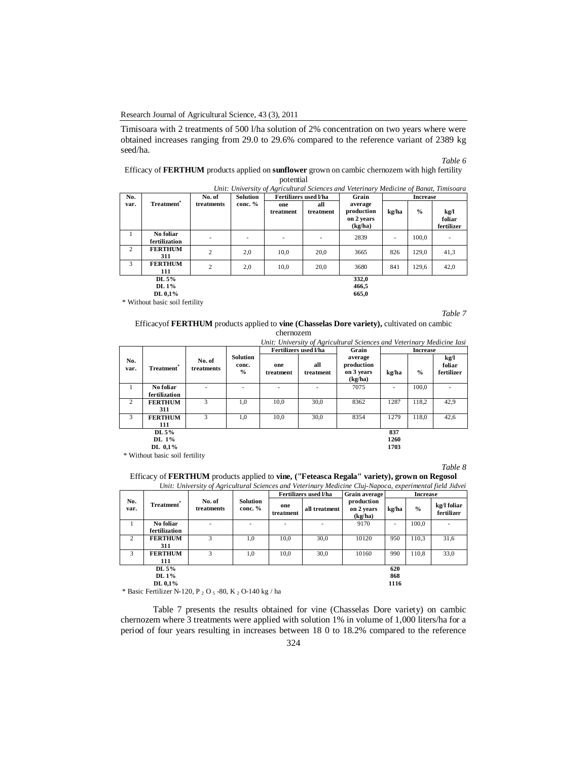Timisoara with 2 treatments of 500 l/ha solution of 2% concentration on two years where were obtained increases ranging from 29.0 to 29.6% compared to the reference variant of 2389 kg seed/ha.

*Table 6*

Efficacy of **FERTHUM** products applied on **sunflower** grown on cambic chernozem with high fertility potential

*Unit: University of Agricultural Sciences and Veterinary Medicine of Banat, Timisoara*

| No. var. | Treatment* | No. of treatments | Solution conc. % | Fertilizers used l/ha | | Grain average production on 2 years (kg/ha) | Increase | | |
|---|---|---|---|---|---|---|---|---|---|
| | | | | one treatment | all treatment | | kg/ha | % | kg/l foliar fertilizer |
| 1 | No foliar fertilization | - | - | - | - | 2839 | - | 100,0 | - |
| 2 | FERTHUM 311 | 2 | 2,0 | 10,0 | 20,0 | 3665 | 826 | 129,0 | 41,3 |
| 3 | FERTHUM 111 | 2 | 2,0 | 10,0 | 20,0 | 3680 | 841 | 129,6 | 42,0 |
| | DL 5% | | | | | 332,0 | | | |
| | DL 1% | | | | | 466,5 | | | |
| | DL 0,1% | | | | | 665,0 | | | |

\* Without basic soil fertility

*Table 7*

Efficacyof **FERTHUM** products applied to **vine (Chasselas Dore variety),** cultivated on cambic chernozem

*Unit: University of Agricultural Sciences and Veterinary Medicine Iasi*

| No. var. | Treatment* | No. of treatments | Solution conc. % | Fertilizers used l/ha | | Grain average production on 3 years (kg/ha) | Increase | | |
|---|---|---|---|---|---|---|---|---|---|
| | | | | one treatment | all treatment | | kg/ha | % | kg/l foliar fertilizer |
| 1 | No foliar fertilization | - | - | - | - | 7075 | - | 100,0 | - |
| 2 | FERTHUM 311 | 3 | 1,0 | 10,0 | 30,0 | 8362 | 1287 | 118,2 | 42,9 |
| 3 | FERTHUM 111 | 3 | 1,0 | 10,0 | 30,0 | 8354 | 1279 | 118,0 | 42,6 |
| | DL 5% | | | | | | 837 | | |
| | DL 1% | | | | | | 1260 | | |
| | DL 0,1% | | | | | | 1703 | | |

\* Without basic soil fertility

*Table 8*

Efficacy of **FERTHUM** products applied to **vine, ("Feteasca Regala" variety), grown on Regosol**

*Unit: University of Agricultural Sciences and Veterinary Medicine Cluj-Napoca, experimental field Jidvei*

| No. var. | Treatment* | No. of treatments | Solution conc. % | Fertilizers used l/ha | | Grain average production on 2 years (kg/ha) | Increase | | |
|---|---|---|---|---|---|---|---|---|---|
| | | | | one treatment | all treatment | | kg/ha | % | kg/l foliar fertilizer |
| 1 | No foliar fertilization | - | - | - | - | 9170 | - | 100,0 | - |
| 2 | FERTHUM 311 | 3 | 1,0 | 10,0 | 30,0 | 10120 | 950 | 110,3 | 31,6 |
| 3 | FERTHUM 111 | 3 | 1,0 | 10,0 | 30,0 | 10160 | 990 | 110,8 | 33,0 |
| | DL 5% | | | | | | 620 | | |
| | DL 1% | | | | | | 868 | | |
| | DL 0,1% | | | | | | 1116 | | |

\* Basic Fertilizer N-120, $P_2O_5$ -80, $K_2O$-140 kg / ha

Table 7 presents the results obtained for vine (Chasselas Dore variety) on cambic chernozem where 3 treatments were applied with solution 1% in volume of 1,000 liters/ha for a period of four years resulting in increases between 18 0 to 18.2% compared to the reference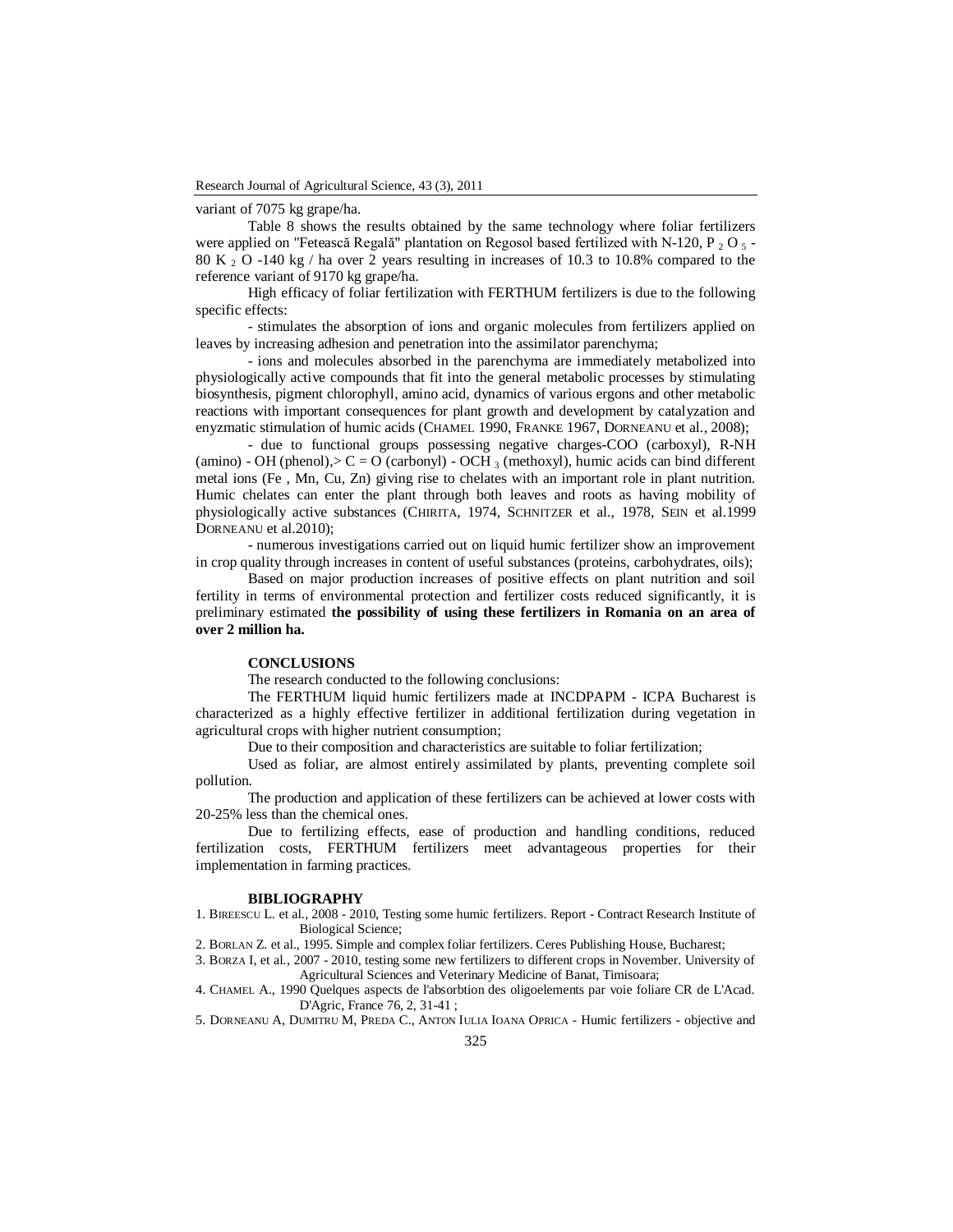variant of 7075 kg grape/ha.

Table 8 shows the results obtained by the same technology where foliar fertilizers were applied on "Fetească Regală" plantation on Regosol based fertilized with N-120, $P_2O_5$ - 80 $K_2O$ -140 kg / ha over 2 years resulting in increases of 10.3 to 10.8% compared to the reference variant of 9170 kg grape/ha.

High efficacy of foliar fertilization with FERTHUM fertilizers is due to the following specific effects:

- stimulates the absorption of ions and organic molecules from fertilizers applied on leaves by increasing adhesion and penetration into the assimilator parenchyma;

- ions and molecules absorbed in the parenchyma are immediately metabolized into physiologically active compounds that fit into the general metabolic processes by stimulating biosynthesis, pigment chlorophyll, amino acid, dynamics of various ergons and other metabolic reactions with important consequences for plant growth and development by catalyzation and enyzmatic stimulation of humic acids (CHAMEL 1990, FRANKE 1967, DORNEANU et al., 2008);

- due to functional groups possessing negative charges-COO (carboxyl), R-NH (amino) - OH (phenol),> C = O (carbonyl) - $OCH_3$ (methoxyl), humic acids can bind different metal ions (Fe , Mn, Cu, Zn) giving rise to chelates with an important role in plant nutrition. Humic chelates can enter the plant through both leaves and roots as having mobility of physiologically active substances (CHIRITA, 1974, SCHNITZER et al., 1978, SEIN et al.1999 DORNEANU et al.2010);

- numerous investigations carried out on liquid humic fertilizer show an improvement in crop quality through increases in content of useful substances (proteins, carbohydrates, oils);

Based on major production increases of positive effects on plant nutrition and soil fertility in terms of environmental protection and fertilizer costs reduced significantly, it is preliminary estimated **the possibility of using these fertilizers in Romania on an area of over 2 million ha.**

## CONCLUSIONS

The research conducted to the following conclusions:

The FERTHUM liquid humic fertilizers made at INCDPAPM - ICPA Bucharest is characterized as a highly effective fertilizer in additional fertilization during vegetation in agricultural crops with higher nutrient consumption;

Due to their composition and characteristics are suitable to foliar fertilization;

Used as foliar, are almost entirely assimilated by plants, preventing complete soil pollution.

The production and application of these fertilizers can be achieved at lower costs with 20-25% less than the chemical ones.

Due to fertilizing effects, ease of production and handling conditions, reduced fertilization costs, FERTHUM fertilizers meet advantageous properties for their implementation in farming practices.

## BIBLIOGRAPHY

1. BIREESCU L. et al., 2008 - 2010, Testing some humic fertilizers. Report - Contract Research Institute of Biological Science;
2. BORLAN Z. et al., 1995. Simple and complex foliar fertilizers. Ceres Publishing House, Bucharest;
3. BORZA I, et al., 2007 - 2010, testing some new fertilizers to different crops in November. University of Agricultural Sciences and Veterinary Medicine of Banat, Timisoara;
4. CHAMEL A., 1990 Quelques aspects de l'absorbtion des oligoelements par voie foliare CR de L'Acad. D'Agric, France 76, 2, 31-41 ;
5. DORNEANU A, DUMITRU M, PREDA C., ANTON IULIA IOANA OPRICA - Humic fertilizers - objective and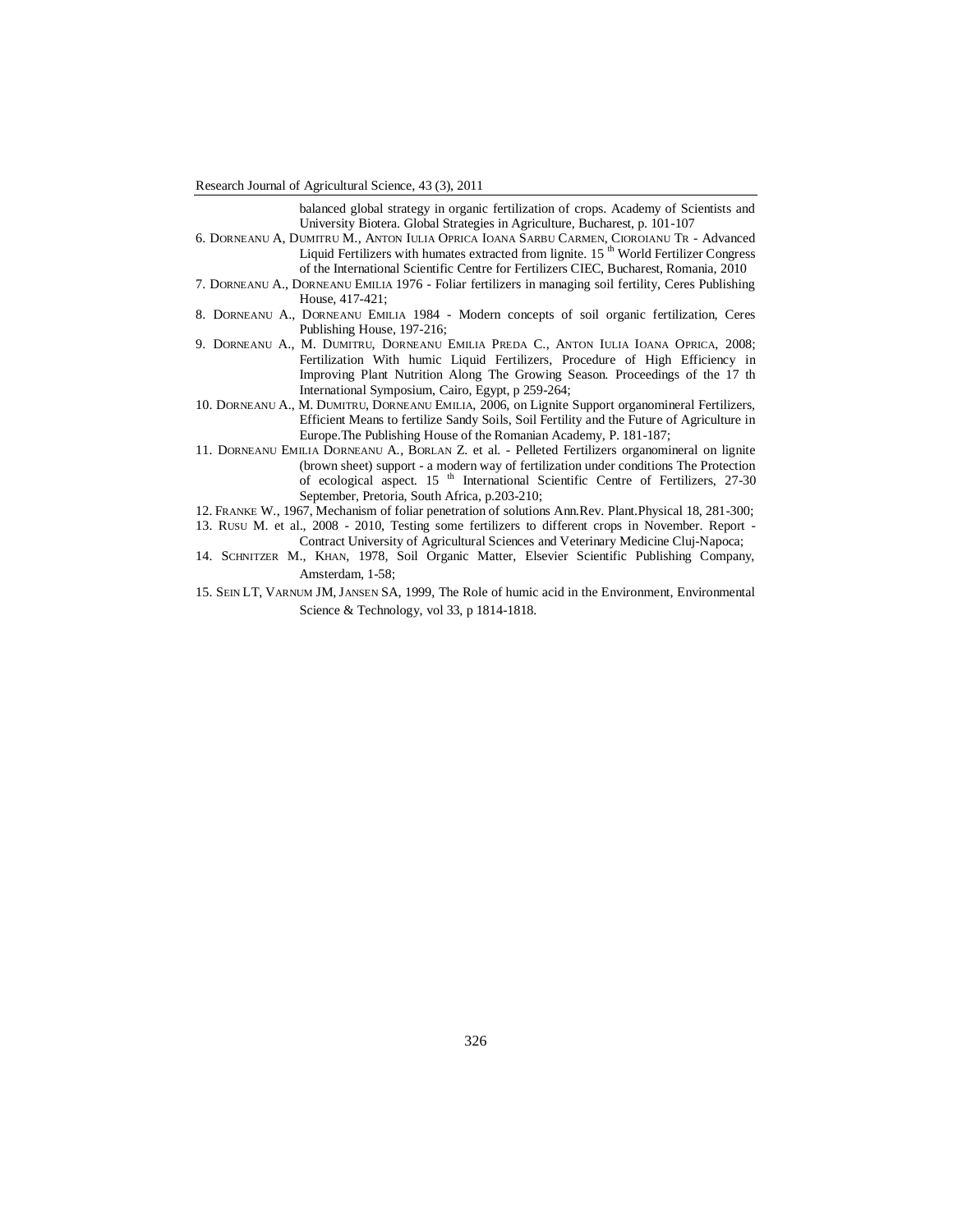balanced global strategy in organic fertilization of crops. Academy of Scientists and University Biotera. Global Strategies in Agriculture, Bucharest, p. 101-107

6. DORNEANU A, DUMITRU M., ANTON IULIA OPRICA IOANA SARBU CARMEN, CIOROIANU TR - Advanced Liquid Fertilizers with humates extracted from lignite. 15 th World Fertilizer Congress of the International Scientific Centre for Fertilizers CIEC, Bucharest, Romania, 2010
7. DORNEANU A., DORNEANU EMILIA 1976 - Foliar fertilizers in managing soil fertility, Ceres Publishing House, 417-421;
8. DORNEANU A., DORNEANU EMILIA 1984 - Modern concepts of soil organic fertilization, Ceres Publishing House, 197-216;
9. DORNEANU A., M. DUMITRU, DORNEANU EMILIA PREDA C., ANTON IULIA IOANA OPRICA, 2008; Fertilization With humic Liquid Fertilizers, Procedure of High Efficiency in Improving Plant Nutrition Along The Growing Season. Proceedings of the 17 th International Symposium, Cairo, Egypt, p 259-264;
10. DORNEANU A., M. DUMITRU, DORNEANU EMILIA, 2006, on Lignite Support organomineral Fertilizers, Efficient Means to fertilize Sandy Soils, Soil Fertility and the Future of Agriculture in Europe.The Publishing House of the Romanian Academy, P. 181-187;
11. DORNEANU EMILIA DORNEANU A., BORLAN Z. et al. - Pelleted Fertilizers organomineral on lignite (brown sheet) support - a modern way of fertilization under conditions The Protection of ecological aspect. 15 th International Scientific Centre of Fertilizers, 27-30 September, Pretoria, South Africa, p.203-210;
12. FRANKE W., 1967, Mechanism of foliar penetration of solutions Ann.Rev. Plant.Physical 18, 281-300;
13. RUSU M. et al., 2008 - 2010, Testing some fertilizers to different crops in November. Report - Contract University of Agricultural Sciences and Veterinary Medicine Cluj-Napoca;
14. SCHNITZER M., KHAN, 1978, Soil Organic Matter, Elsevier Scientific Publishing Company, Amsterdam, 1-58;
15. SEIN LT, VARNUM JM, JANSEN SA, 1999, The Role of humic acid in the Environment, Environmental Science & Technology, vol 33, p 1814-1818.